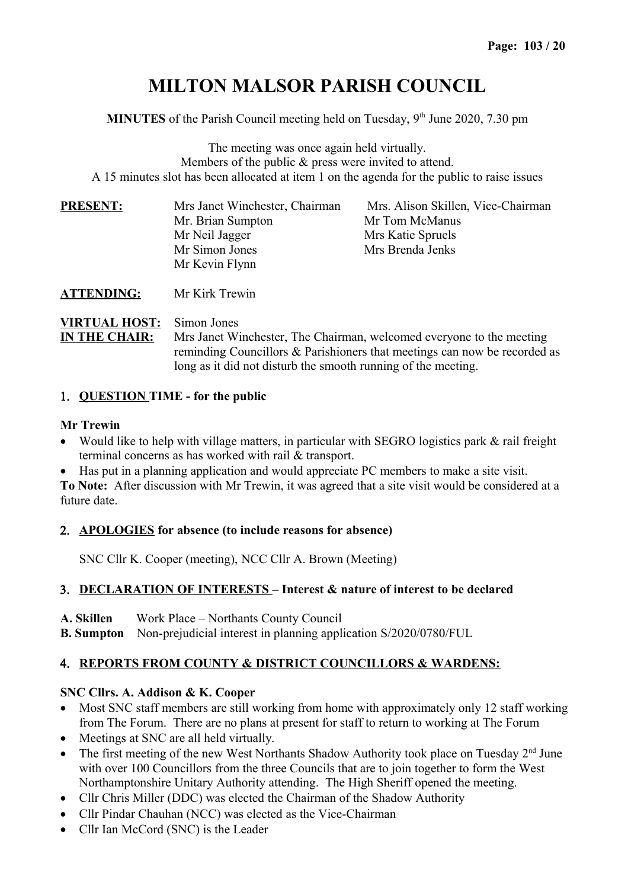# MILTON MALSOR PARISH COUNCIL

**MINUTES** of the Parish Council meeting held on Tuesday, 9th June 2020, 7.30 pm

The meeting was once again held virtually.
Members of the public & press were invited to attend.
A 15 minutes slot has been allocated at item 1 on the agenda for the public to raise issues

**PRESENT:**

| | |
|---|---|
| Mrs Janet Winchester, Chairman | Mrs. Alison Skillen, Vice-Chairman |
| Mr. Brian Sumpton | Mr Tom McManus |
| Mr Neil Jagger | Mrs Katie Spruels |
| Mr Simon Jones | Mrs Brenda Jenks |
| Mr Kevin Flynn | |

**ATTENDING:** Mr Kirk Trewin

**VIRTUAL HOST:** Simon Jones

**IN THE CHAIR:** Mrs Janet Winchester, The Chairman, welcomed everyone to the meeting reminding Councillors & Parishioners that meetings can now be recorded as long as it did not disturb the smooth running of the meeting.

## 1. QUESTION TIME - for the public

**Mr Trewin**

- Would like to help with village matters, in particular with SEGRO logistics park & rail freight terminal concerns as has worked with rail & transport.
- Has put in a planning application and would appreciate PC members to make a site visit.

**To Note:** After discussion with Mr Trewin, it was agreed that a site visit would be considered at a future date.

## 2. APOLOGIES for absence (to include reasons for absence)

SNC Cllr K. Cooper (meeting), NCC Cllr A. Brown (Meeting)

## 3. DECLARATION OF INTERESTS – Interest & nature of interest to be declared

**A. Skillen** Work Place – Northants County Council
**B. Sumpton** Non-prejudicial interest in planning application S/2020/0780/FUL

## 4. REPORTS FROM COUNTY & DISTRICT COUNCILLORS & WARDENS:

**SNC Cllrs. A. Addison & K. Cooper**

- Most SNC staff members are still working from home with approximately only 12 staff working from The Forum. There are no plans at present for staff to return to working at The Forum
- Meetings at SNC are all held virtually.
- The first meeting of the new West Northants Shadow Authority took place on Tuesday 2nd June with over 100 Councillors from the three Councils that are to join together to form the West Northamptonshire Unitary Authority attending. The High Sheriff opened the meeting.
- Cllr Chris Miller (DDC) was elected the Chairman of the Shadow Authority
- Cllr Pindar Chauhan (NCC) was elected as the Vice-Chairman
- Cllr Ian McCord (SNC) is the Leader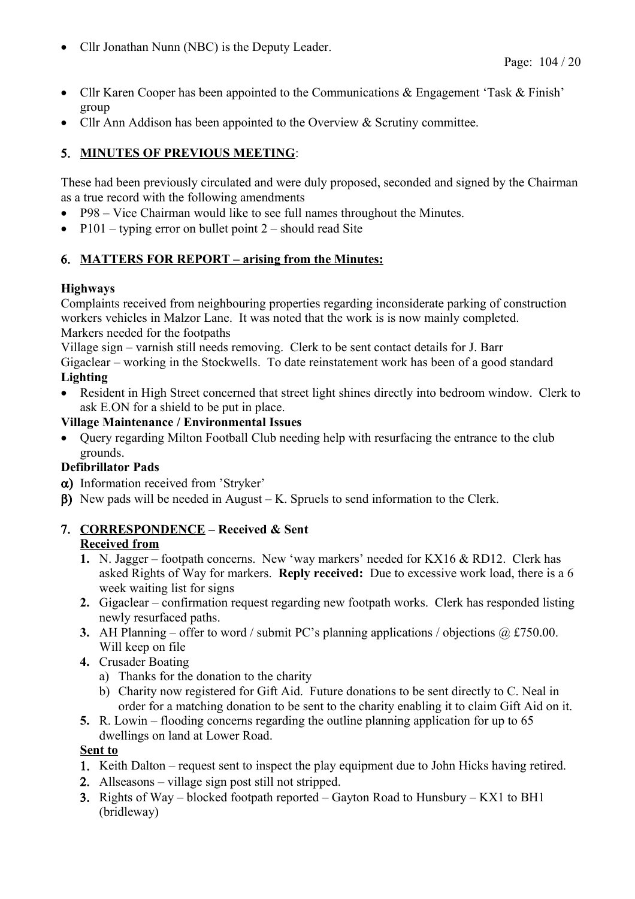- Cllr Jonathan Nunn (NBC) is the Deputy Leader.

- Cllr Karen Cooper has been appointed to the Communications & Engagement 'Task & Finish' group
- Cllr Ann Addison has been appointed to the Overview & Scrutiny committee.

## 5. MINUTES OF PREVIOUS MEETING:

These had been previously circulated and were duly proposed, seconded and signed by the Chairman as a true record with the following amendments

- P98 – Vice Chairman would like to see full names throughout the Minutes.
- P101 – typing error on bullet point 2 – should read Site

## 6. MATTERS FOR REPORT – arising from the Minutes:

**Highways**

Complaints received from neighbouring properties regarding inconsiderate parking of construction workers vehicles in Malzor Lane. It was noted that the work is is now mainly completed.

Markers needed for the footpaths

Village sign – varnish still needs removing. Clerk to be sent contact details for J. Barr

Gigaclear – working in the Stockwells. To date reinstatement work has been of a good standard

**Lighting**

- Resident in High Street concerned that street light shines directly into bedroom window. Clerk to ask E.ON for a shield to be put in place.

**Village Maintenance / Environmental Issues**

- Query regarding Milton Football Club needing help with resurfacing the entrance to the club grounds.

**Defibrillator Pads**

α) Information received from 'Stryker'

β) New pads will be needed in August – K. Spruels to send information to the Clerk.

## 7. CORRESPONDENCE – Received & Sent

**Received from**

1. N. Jagger – footpath concerns. New 'way markers' needed for KX16 & RD12. Clerk has asked Rights of Way for markers. **Reply received:** Due to excessive work load, there is a 6 week waiting list for signs
2. Gigaclear – confirmation request regarding new footpath works. Clerk has responded listing newly resurfaced paths.
3. AH Planning – offer to word / submit PC's planning applications / objections @ £750.00. Will keep on file
4. Crusader Boating
   a) Thanks for the donation to the charity
   b) Charity now registered for Gift Aid. Future donations to be sent directly to C. Neal in order for a matching donation to be sent to the charity enabling it to claim Gift Aid on it.
5. R. Lowin – flooding concerns regarding the outline planning application for up to 65 dwellings on land at Lower Road.

**Sent to**

1. Keith Dalton – request sent to inspect the play equipment due to John Hicks having retired.
2. Allseasons – village sign post still not stripped.
3. Rights of Way – blocked footpath reported – Gayton Road to Hunsbury – KX1 to BH1 (bridleway)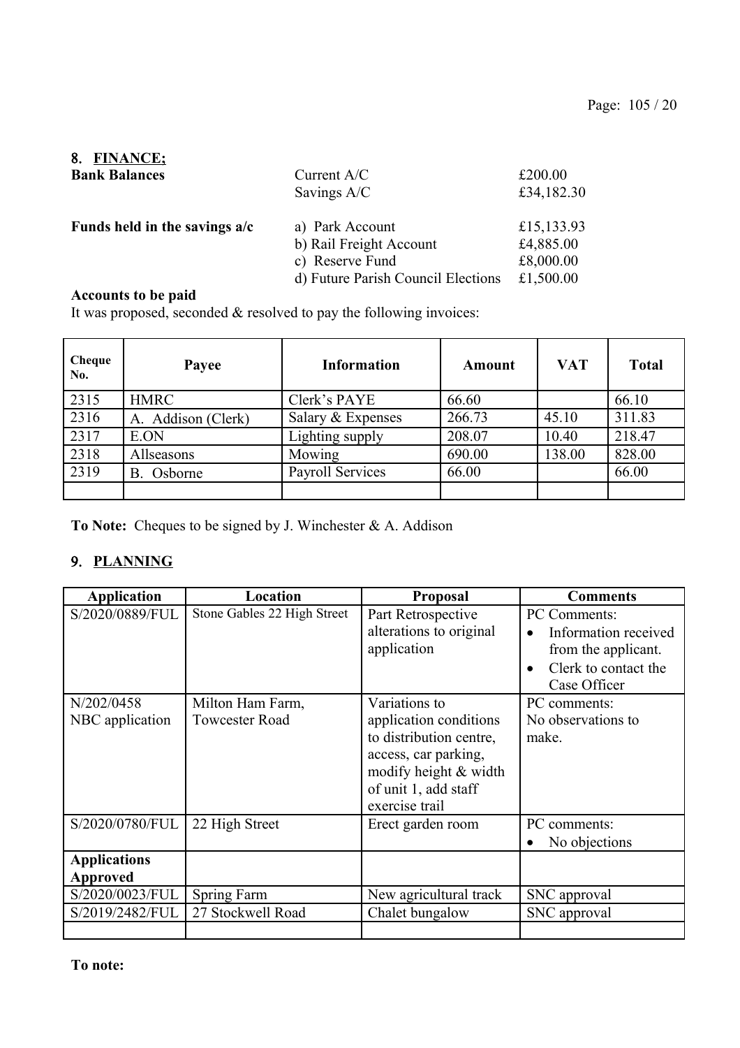## 8. FINANCE;

**Bank Balances**

| | | |
|---|---|---|
| **Bank Balances** | Current A/C | £200.00 |
| | Savings A/C | £34,182.30 |
| **Funds held in the savings a/c** | a) Park Account | £15,133.93 |
| | b) Rail Freight Account | £4,885.00 |
| | c) Reserve Fund | £8,000.00 |
| | d) Future Parish Council Elections | £1,500.00 |

**Accounts to be paid**

It was proposed, seconded & resolved to pay the following invoices:

| Cheque No. | Payee | Information | Amount | VAT | Total |
|---|---|---|---|---|---|
| 2315 | HMRC | Clerk's PAYE | 66.60 | | 66.10 |
| 2316 | A. Addison (Clerk) | Salary & Expenses | 266.73 | 45.10 | 311.83 |
| 2317 | E.ON | Lighting supply | 208.07 | 10.40 | 218.47 |
| 2318 | Allseasons | Mowing | 690.00 | 138.00 | 828.00 |
| 2319 | B. Osborne | Payroll Services | 66.00 | | 66.00 |
| | | | | | |

**To Note:** Cheques to be signed by J. Winchester & A. Addison

## 9. PLANNING

| Application | Location | Proposal | Comments |
|---|---|---|---|
| S/2020/0889/FUL | Stone Gables 22 High Street | Part Retrospective alterations to original application | PC Comments:<br>• Information received from the applicant.<br>• Clerk to contact the Case Officer |
| N/202/0458 NBC application | Milton Ham Farm, Towcester Road | Variations to application conditions to distribution centre, access, car parking, modify height & width of unit 1, add staff exercise trail | PC comments:<br>No observations to make. |
| S/2020/0780/FUL | 22 High Street | Erect garden room | PC comments:<br>• No objections |
| **Applications Approved** | | | |
| S/2020/0023/FUL | Spring Farm | New agricultural track | SNC approval |
| S/2019/2482/FUL | 27 Stockwell Road | Chalet bungalow | SNC approval |
| | | | |

**To note:**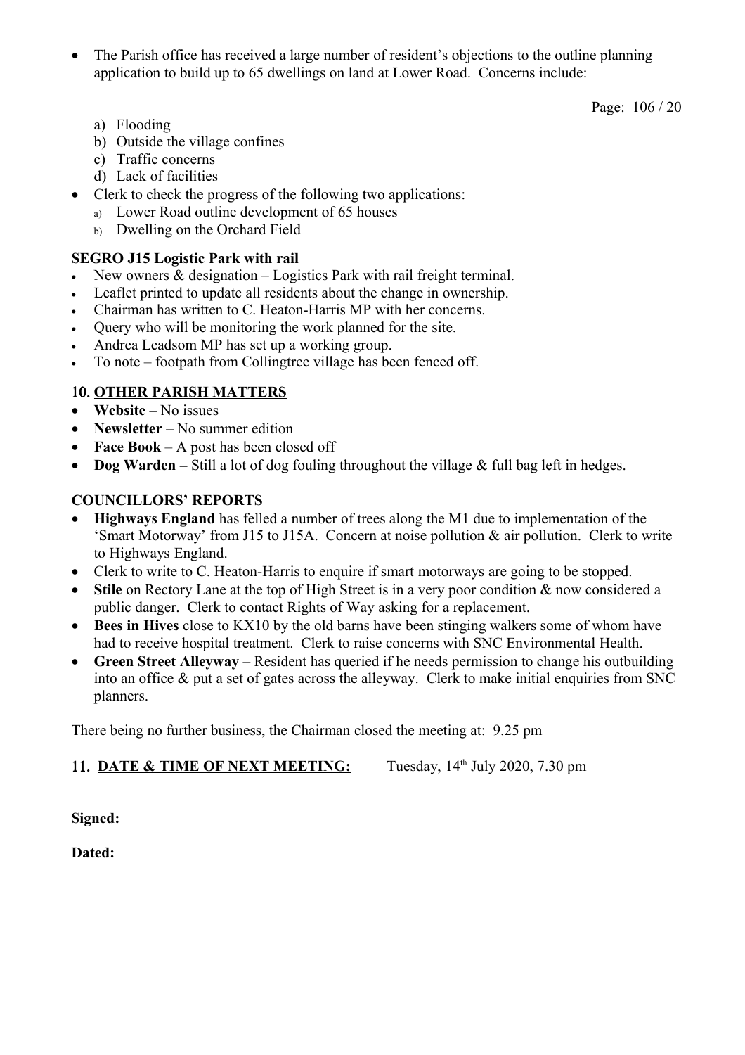- The Parish office has received a large number of resident's objections to the outline planning application to build up to 65 dwellings on land at Lower Road. Concerns include:

  a) Flooding
  b) Outside the village confines
  c) Traffic concerns
  d) Lack of facilities
- Clerk to check the progress of the following two applications:
  a) Lower Road outline development of 65 houses
  b) Dwelling on the Orchard Field

**SEGRO J15 Logistic Park with rail**

- New owners & designation – Logistics Park with rail freight terminal.
- Leaflet printed to update all residents about the change in ownership.
- Chairman has written to C. Heaton-Harris MP with her concerns.
- Query who will be monitoring the work planned for the site.
- Andrea Leadsom MP has set up a working group.
- To note – footpath from Collingtree village has been fenced off.

## 10. OTHER PARISH MATTERS

- **Website –** No issues
- **Newsletter –** No summer edition
- **Face Book** – A post has been closed off
- **Dog Warden –** Still a lot of dog fouling throughout the village & full bag left in hedges.

**COUNCILLORS' REPORTS**

- **Highways England** has felled a number of trees along the M1 due to implementation of the 'Smart Motorway' from J15 to J15A. Concern at noise pollution & air pollution. Clerk to write to Highways England.
- Clerk to write to C. Heaton-Harris to enquire if smart motorways are going to be stopped.
- **Stile** on Rectory Lane at the top of High Street is in a very poor condition & now considered a public danger. Clerk to contact Rights of Way asking for a replacement.
- **Bees in Hives** close to KX10 by the old barns have been stinging walkers some of whom have had to receive hospital treatment. Clerk to raise concerns with SNC Environmental Health.
- **Green Street Alleyway –** Resident has queried if he needs permission to change his outbuilding into an office & put a set of gates across the alleyway. Clerk to make initial enquiries from SNC planners.

There being no further business, the Chairman closed the meeting at: 9.25 pm

## 11. DATE & TIME OF NEXT MEETING: Tuesday, 14th July 2020, 7.30 pm

**Signed:**

**Dated:**